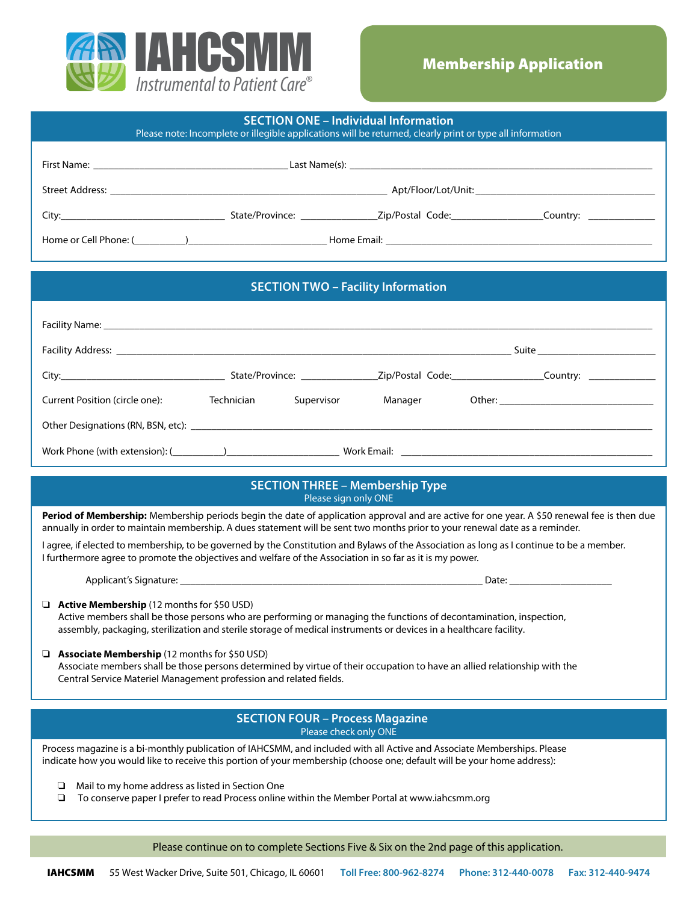# IAHCSMM

*Instrumental to Patient Care®*

## Membership Application

## SECTION ONE – Individual Information

Please note: Incomplete or illegible applications will be returned, clearly print or type all information

First Name: ______________________ Last Name(s): ______________________

Street Address: ______________________ Apt/Floor/Lot/Unit: ______________________

City: ______________ State/Province: ______________ Zip/Postal Code: ______________ Country: ______________

Home or Cell Phone: (________) ______________ Home Email: ______________________

## SECTION TWO – Facility Information

Facility Name: ______________________________________________

Facility Address: ______________________________________ Suite ______________

City: ______________ State/Province: ______________ Zip/Postal Code: ______________ Country: ______________

Current Position (circle one): Technician Supervisor Manager Other: ______________

Other Designations (RN, BSN, etc): ______________________________________________

Work Phone (with extension): (________) ______________ Work Email: ______________________

## SECTION THREE – Membership Type

Please sign only ONE

**Period of Membership:** Membership periods begin the date of application approval and are active for one year. A $50 renewal fee is then due annually in order to maintain membership. A dues statement will be sent two months prior to your renewal date as a reminder.

I agree, if elected to membership, to be governed by the Constitution and Bylaws of the Association as long as I continue to be a member. I furthermore agree to promote the objectives and welfare of the Association in so far as it is my power.

Applicant's Signature: ______________________________ Date: ______________

❏ **Active Membership** (12 months for $50 USD)
Active members shall be those persons who are performing or managing the functions of decontamination, inspection, assembly, packaging, sterilization and sterile storage of medical instruments or devices in a healthcare facility.

❏ **Associate Membership** (12 months for $50 USD)
Associate members shall be those persons determined by virtue of their occupation to have an allied relationship with the Central Service Materiel Management profession and related fields.

## SECTION FOUR – Process Magazine

Please check only ONE

Process magazine is a bi-monthly publication of IAHCSMM, and included with all Active and Associate Memberships. Please indicate how you would like to receive this portion of your membership (choose one; default will be your home address):

❏ Mail to my home address as listed in Section One
❏ To conserve paper I prefer to read Process online within the Member Portal at www.iahcsmm.org

Please continue on to complete Sections Five & Six on the 2nd page of this application.

**IAHCSMM** 55 West Wacker Drive, Suite 501, Chicago, IL 60601 **Toll Free: 800-962-8274** **Phone: 312-440-0078** **Fax: 312-440-9474**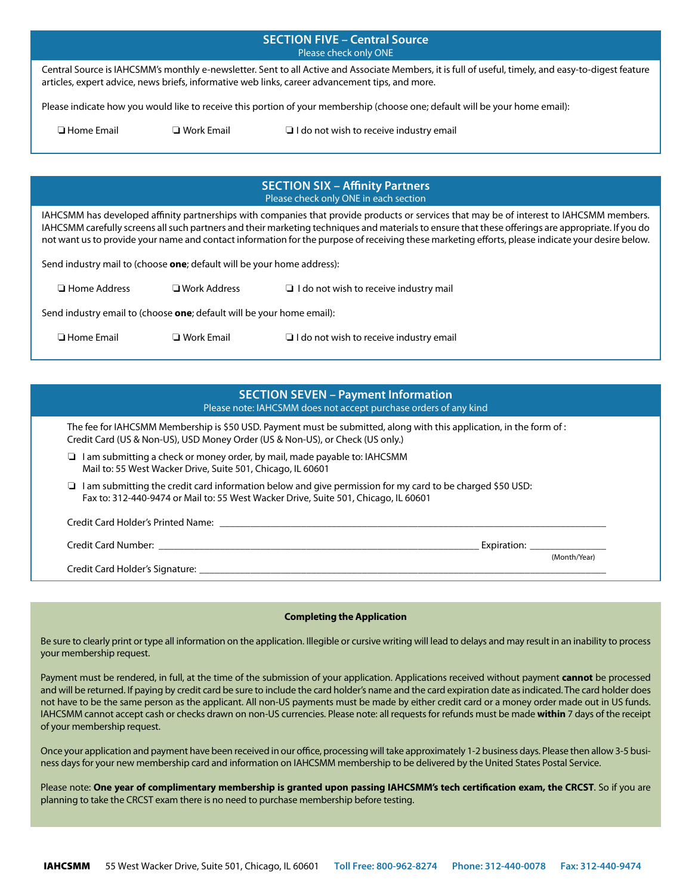## SECTION FIVE – Central Source

Please check only ONE

Central Source is IAHCSMM's monthly e-newsletter. Sent to all Active and Associate Members, it is full of useful, timely, and easy-to-digest feature articles, expert advice, news briefs, informative web links, career advancement tips, and more.

Please indicate how you would like to receive this portion of your membership (choose one; default will be your home email):

❑ Home Email ❑ Work Email ❑ I do not wish to receive industry email

## SECTION SIX – Affinity Partners

Please check only ONE in each section

IAHCSMM has developed affinity partnerships with companies that provide products or services that may be of interest to IAHCSMM members. IAHCSMM carefully screens all such partners and their marketing techniques and materials to ensure that these offerings are appropriate. If you do not want us to provide your name and contact information for the purpose of receiving these marketing efforts, please indicate your desire below.

Send industry mail to (choose **one**; default will be your home address):

❑ Home Address ❑ Work Address ❑ I do not wish to receive industry mail

Send industry email to (choose **one**; default will be your home email):

❑ Home Email ❑ Work Email ❑ I do not wish to receive industry email

## SECTION SEVEN – Payment Information

Please note: IAHCSMM does not accept purchase orders of any kind

The fee for IAHCSMM Membership is $50 USD. Payment must be submitted, along with this application, in the form of : Credit Card (US & Non-US), USD Money Order (US & Non-US), or Check (US only.)

❑ I am submitting a check or money order, by mail, made payable to: IAHCSMM
Mail to: 55 West Wacker Drive, Suite 501, Chicago, IL 60601

❑ I am submitting the credit card information below and give permission for my card to be charged $50 USD:
Fax to: 312-440-9474 or Mail to: 55 West Wacker Drive, Suite 501, Chicago, IL 60601

Credit Card Holder's Printed Name: ____________________

Credit Card Number: ____________________ Expiration: ____________ (Month/Year)

Credit Card Holder's Signature: ____________________

**Completing the Application**

Be sure to clearly print or type all information on the application. Illegible or cursive writing will lead to delays and may result in an inability to process your membership request.

Payment must be rendered, in full, at the time of the submission of your application. Applications received without payment **cannot** be processed and will be returned. If paying by credit card be sure to include the card holder's name and the card expiration date as indicated. The card holder does not have to be the same person as the applicant. All non-US payments must be made by either credit card or a money order made out in US funds. IAHCSMM cannot accept cash or checks drawn on non-US currencies. Please note: all requests for refunds must be made **within** 7 days of the receipt of your membership request.

Once your application and payment have been received in our office, processing will take approximately 1-2 business days. Please then allow 3-5 business days for your new membership card and information on IAHCSMM membership to be delivered by the United States Postal Service.

Please note: **One year of complimentary membership is granted upon passing IAHCSMM's tech certification exam, the CRCST**. So if you are planning to take the CRCST exam there is no need to purchase membership before testing.

**IAHCSMM** 55 West Wacker Drive, Suite 501, Chicago, IL 60601 **Toll Free: 800-962-8274** **Phone: 312-440-0078** **Fax: 312-440-9474**